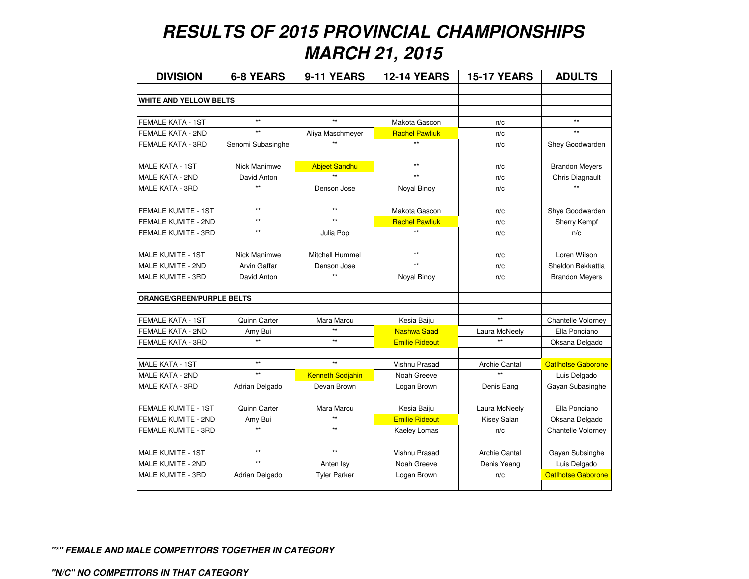# RESULTS OF 2015 PROVINCIAL CHAMPIONSHIPS
# MARCH 21, 2015

| DIVISION | 6-8 YEARS | 9-11 YEARS | 12-14 YEARS | 15-17 YEARS | ADULTS |
|---|---|---|---|---|---|
| | | | | | |
| **WHITE AND YELLOW BELTS** | | | | | |
| | | | | | |
| FEMALE KATA - 1ST | ** | ** | Makota Gascon | n/c | ** |
| FEMALE KATA - 2ND | ** | Aliya Maschmeyer | Rachel Pawliuk | n/c | ** |
| FEMALE KATA - 3RD | Senomi Subasinghe | ** | ** | n/c | Shey Goodwarden |
| | | | | | |
| MALE KATA - 1ST | Nick Manimwe | Abjeet Sandhu | ** | n/c | Brandon Meyers |
| MALE KATA - 2ND | David Anton | ** | ** | n/c | Chris Diagnault |
| MALE KATA - 3RD | ** | Denson Jose | Noyal Binoy | n/c | ** |
| | | | | | |
| FEMALE KUMITE - 1ST | ** | ** | Makota Gascon | n/c | Shye Goodwarden |
| FEMALE KUMITE - 2ND | ** | ** | Rachel Pawliuk | n/c | Sherry Kempf |
| FEMALE KUMITE - 3RD | ** | Julia Pop | ** | n/c | n/c |
| | | | | | |
| MALE KUMITE - 1ST | Nick Manimwe | Mitchell Hummel | ** | n/c | Loren Wilson |
| MALE KUMITE - 2ND | Arvin Gaffar | Denson Jose | ** | n/c | Sheldon Bekkattla |
| MALE KUMITE - 3RD | David Anton | ** | Noyal Binoy | n/c | Brandon Meyers |
| | | | | | |
| **ORANGE/GREEN/PURPLE BELTS** | | | | | |
| | | | | | |
| FEMALE KATA - 1ST | Quinn Carter | Mara Marcu | Kesia Baiju | ** | Chantelle Volorney |
| FEMALE KATA - 2ND | Amy Bui | ** | Nashwa Saad | Laura McNeely | Ella Ponciano |
| FEMALE KATA - 3RD | ** | ** | Emilie Rideout | ** | Oksana Delgado |
| | | | | | |
| MALE KATA - 1ST | ** | ** | Vishnu Prasad | Archie Cantal | Oatlhotse Gaborone |
| MALE KATA - 2ND | ** | Kenneth Sodjahin | Noah Greeve | ** | Luis Delgado |
| MALE KATA - 3RD | Adrian Delgado | Devan Brown | Logan Brown | Denis Eang | Gayan Subasinghe |
| | | | | | |
| FEMALE KUMITE - 1ST | Quinn Carter | Mara Marcu | Kesia Baiju | Laura McNeely | Ella Ponciano |
| FEMALE KUMITE - 2ND | Amy Bui | ** | Emilie Rideout | Kisey Salan | Oksana Delgado |
| FEMALE KUMITE - 3RD | ** | ** | Kaeley Lomas | n/c | Chantelle Volorney |
| | | | | | |
| MALE KUMITE - 1ST | ** | ** | Vishnu Prasad | Archie Cantal | Gayan Subsinghe |
| MALE KUMITE - 2ND | ** | Anten Isy | Noah Greeve | Denis Yeang | Luis Delgado |
| MALE KUMITE - 3RD | Adrian Delgado | Tyler Parker | Logan Brown | n/c | Oatlhotse Gaborone |
| | | | | | |

***"*" FEMALE AND MALE COMPETITORS TOGETHER IN CATEGORY***

***"N/C" NO COMPETITORS IN THAT CATEGORY***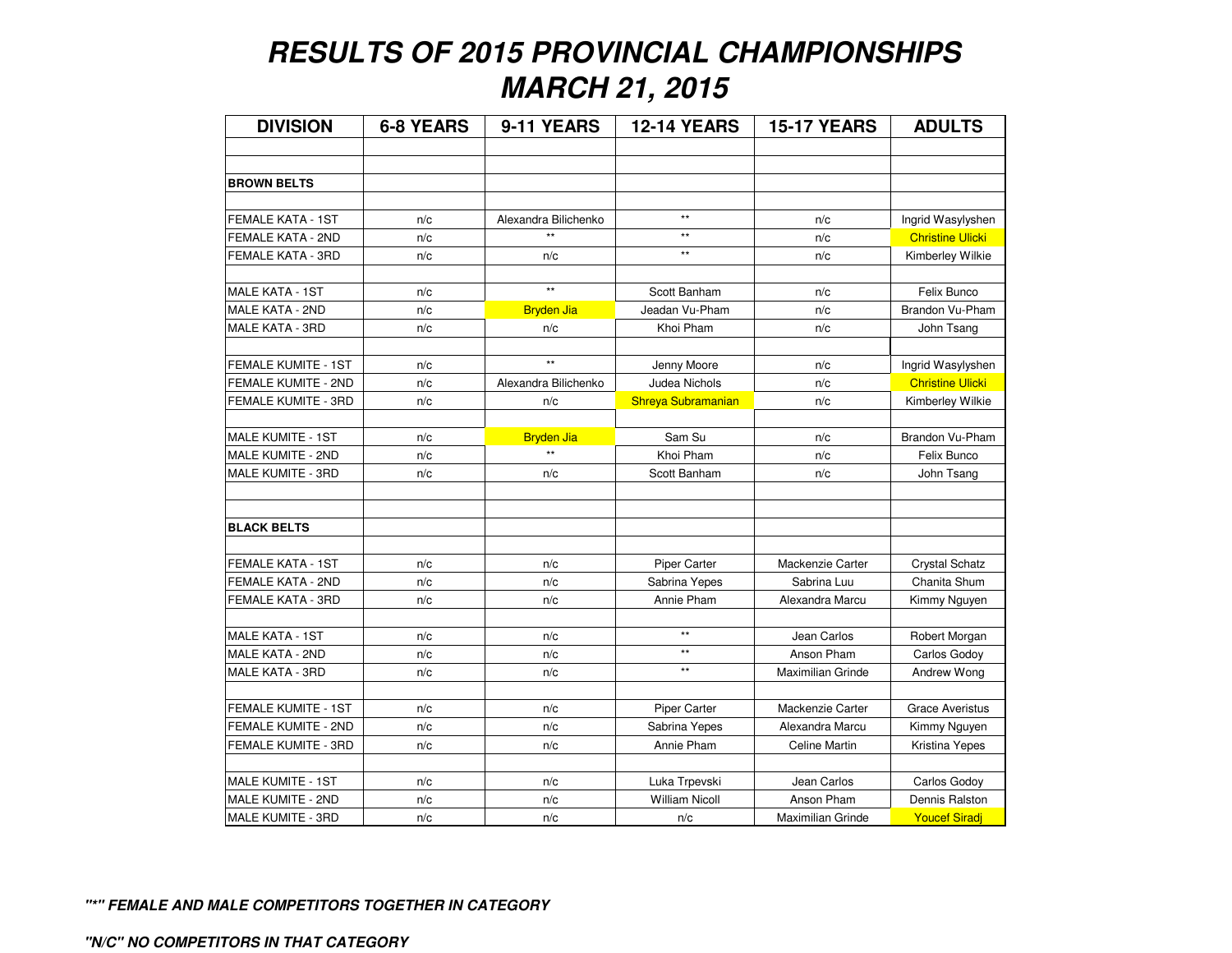# RESULTS OF 2015 PROVINCIAL CHAMPIONSHIPS
# MARCH 21, 2015

| DIVISION | 6-8 YEARS | 9-11 YEARS | 12-14 YEARS | 15-17 YEARS | ADULTS |
|---|---|---|---|---|---|
| | | | | | |
| | | | | | |
| **BROWN BELTS** | | | | | |
| | | | | | |
| FEMALE KATA - 1ST | n/c | Alexandra Bilichenko | ** | n/c | Ingrid Wasylyshen |
| FEMALE KATA - 2ND | n/c | ** | ** | n/c | Christine Ulicki |
| FEMALE KATA - 3RD | n/c | n/c | ** | n/c | Kimberley Wilkie |
| | | | | | |
| MALE KATA - 1ST | n/c | ** | Scott Banham | n/c | Felix Bunco |
| MALE KATA - 2ND | n/c | Bryden Jia | Jeadan Vu-Pham | n/c | Brandon Vu-Pham |
| MALE KATA - 3RD | n/c | n/c | Khoi Pham | n/c | John Tsang |
| | | | | | |
| FEMALE KUMITE - 1ST | n/c | ** | Jenny Moore | n/c | Ingrid Wasylyshen |
| FEMALE KUMITE - 2ND | n/c | Alexandra Bilichenko | Judea Nichols | n/c | Christine Ulicki |
| FEMALE KUMITE - 3RD | n/c | n/c | Shreya Subramanian | n/c | Kimberley Wilkie |
| | | | | | |
| MALE KUMITE - 1ST | n/c | Bryden Jia | Sam Su | n/c | Brandon Vu-Pham |
| MALE KUMITE - 2ND | n/c | ** | Khoi Pham | n/c | Felix Bunco |
| MALE KUMITE - 3RD | n/c | n/c | Scott Banham | n/c | John Tsang |
| | | | | | |
| | | | | | |
| **BLACK BELTS** | | | | | |
| | | | | | |
| FEMALE KATA - 1ST | n/c | n/c | Piper Carter | Mackenzie Carter | Crystal Schatz |
| FEMALE KATA - 2ND | n/c | n/c | Sabrina Yepes | Sabrina Luu | Chanita Shum |
| FEMALE KATA - 3RD | n/c | n/c | Annie Pham | Alexandra Marcu | Kimmy Nguyen |
| | | | | | |
| MALE KATA - 1ST | n/c | n/c | ** | Jean Carlos | Robert Morgan |
| MALE KATA - 2ND | n/c | n/c | ** | Anson Pham | Carlos Godoy |
| MALE KATA - 3RD | n/c | n/c | ** | Maximilian Grinde | Andrew Wong |
| | | | | | |
| FEMALE KUMITE - 1ST | n/c | n/c | Piper Carter | Mackenzie Carter | Grace Averistus |
| FEMALE KUMITE - 2ND | n/c | n/c | Sabrina Yepes | Alexandra Marcu | Kimmy Nguyen |
| FEMALE KUMITE - 3RD | n/c | n/c | Annie Pham | Celine Martin | Kristina Yepes |
| | | | | | |
| MALE KUMITE - 1ST | n/c | n/c | Luka Trpevski | Jean Carlos | Carlos Godoy |
| MALE KUMITE - 2ND | n/c | n/c | William Nicoll | Anson Pham | Dennis Ralston |
| MALE KUMITE - 3RD | n/c | n/c | n/c | Maximilian Grinde | Youcef Siradj |

***"*" FEMALE AND MALE COMPETITORS TOGETHER IN CATEGORY***

***"N/C" NO COMPETITORS IN THAT CATEGORY***